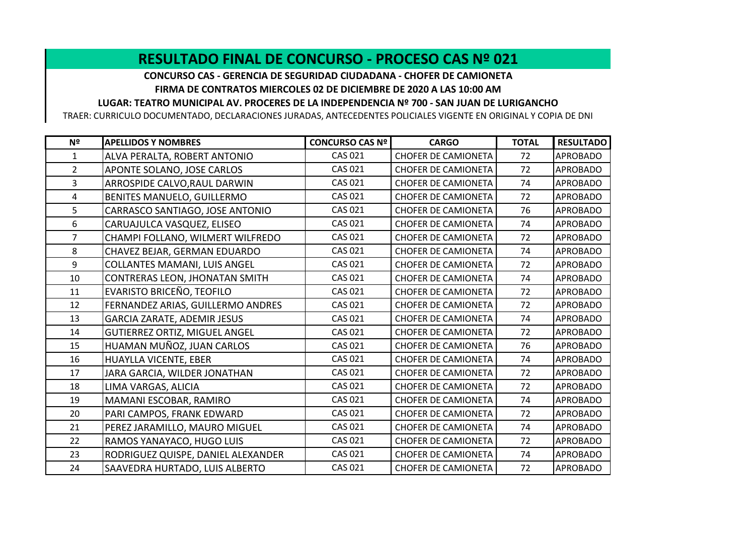# RESULTADO FINAL DE CONCURSO - PROCESO CAS Nº 021

**CONCURSO CAS - GERENCIA DE SEGURIDAD CIUDADANA - CHOFER DE CAMIONETA**

**FIRMA DE CONTRATOS MIERCOLES 02 DE DICIEMBRE DE 2020 A LAS 10:00 AM**

**LUGAR: TEATRO MUNICIPAL AV. PROCERES DE LA INDEPENDENCIA Nº 700 - SAN JUAN DE LURIGANCHO**

TRAER: CURRICULO DOCUMENTADO, DECLARACIONES JURADAS, ANTECEDENTES POLICIALES VIGENTE EN ORIGINAL Y COPIA DE DNI

| Nº | APELLIDOS Y NOMBRES | CONCURSO CAS Nº | CARGO | TOTAL | RESULTADO |
|---|---|---|---|---|---|
| 1 | ALVA PERALTA, ROBERT ANTONIO | CAS 021 | CHOFER DE CAMIONETA | 72 | APROBADO |
| 2 | APONTE SOLANO, JOSE CARLOS | CAS 021 | CHOFER DE CAMIONETA | 72 | APROBADO |
| 3 | ARROSPIDE CALVO,RAUL DARWIN | CAS 021 | CHOFER DE CAMIONETA | 74 | APROBADO |
| 4 | BENITES MANUELO, GUILLERMO | CAS 021 | CHOFER DE CAMIONETA | 72 | APROBADO |
| 5 | CARRASCO SANTIAGO, JOSE ANTONIO | CAS 021 | CHOFER DE CAMIONETA | 76 | APROBADO |
| 6 | CARUAJULCA VASQUEZ, ELISEO | CAS 021 | CHOFER DE CAMIONETA | 74 | APROBADO |
| 7 | CHAMPI FOLLANO, WILMERT WILFREDO | CAS 021 | CHOFER DE CAMIONETA | 72 | APROBADO |
| 8 | CHAVEZ BEJAR, GERMAN EDUARDO | CAS 021 | CHOFER DE CAMIONETA | 74 | APROBADO |
| 9 | COLLANTES MAMANI, LUIS ANGEL | CAS 021 | CHOFER DE CAMIONETA | 72 | APROBADO |
| 10 | CONTRERAS LEON, JHONATAN SMITH | CAS 021 | CHOFER DE CAMIONETA | 74 | APROBADO |
| 11 | EVARISTO BRICEÑO, TEOFILO | CAS 021 | CHOFER DE CAMIONETA | 72 | APROBADO |
| 12 | FERNANDEZ ARIAS, GUILLERMO ANDRES | CAS 021 | CHOFER DE CAMIONETA | 72 | APROBADO |
| 13 | GARCIA ZARATE, ADEMIR JESUS | CAS 021 | CHOFER DE CAMIONETA | 74 | APROBADO |
| 14 | GUTIERREZ ORTIZ, MIGUEL ANGEL | CAS 021 | CHOFER DE CAMIONETA | 72 | APROBADO |
| 15 | HUAMAN MUÑOZ, JUAN CARLOS | CAS 021 | CHOFER DE CAMIONETA | 76 | APROBADO |
| 16 | HUAYLLA VICENTE, EBER | CAS 021 | CHOFER DE CAMIONETA | 74 | APROBADO |
| 17 | JARA GARCIA, WILDER JONATHAN | CAS 021 | CHOFER DE CAMIONETA | 72 | APROBADO |
| 18 | LIMA VARGAS, ALICIA | CAS 021 | CHOFER DE CAMIONETA | 72 | APROBADO |
| 19 | MAMANI ESCOBAR, RAMIRO | CAS 021 | CHOFER DE CAMIONETA | 74 | APROBADO |
| 20 | PARI CAMPOS, FRANK EDWARD | CAS 021 | CHOFER DE CAMIONETA | 72 | APROBADO |
| 21 | PEREZ JARAMILLO, MAURO MIGUEL | CAS 021 | CHOFER DE CAMIONETA | 74 | APROBADO |
| 22 | RAMOS YANAYACO, HUGO LUIS | CAS 021 | CHOFER DE CAMIONETA | 72 | APROBADO |
| 23 | RODRIGUEZ QUISPE, DANIEL ALEXANDER | CAS 021 | CHOFER DE CAMIONETA | 74 | APROBADO |
| 24 | SAAVEDRA HURTADO, LUIS ALBERTO | CAS 021 | CHOFER DE CAMIONETA | 72 | APROBADO |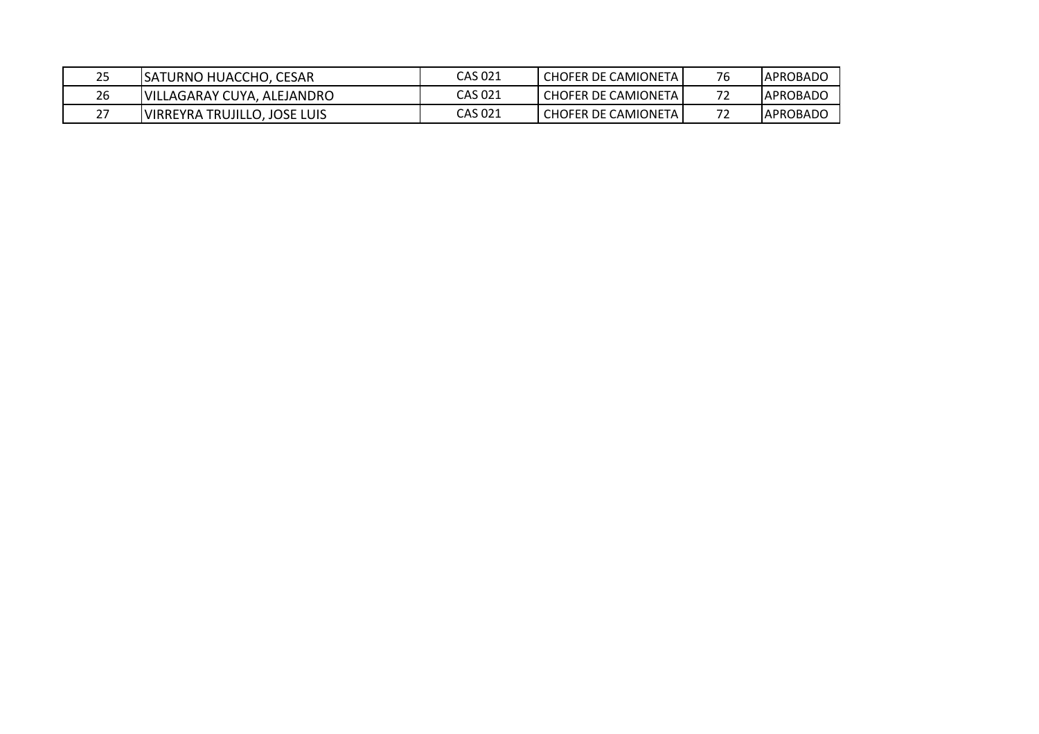| | | | | | |
|---|---|---|---|---|---|
| 25 | SATURNO HUACCHO, CESAR | CAS 021 | CHOFER DE CAMIONETA | 76 | APROBADO |
| 26 | VILLAGARAY CUYA, ALEJANDRO | CAS 021 | CHOFER DE CAMIONETA | 72 | APROBADO |
| 27 | VIRREYRA TRUJILLO, JOSE LUIS | CAS 021 | CHOFER DE CAMIONETA | 72 | APROBADO |